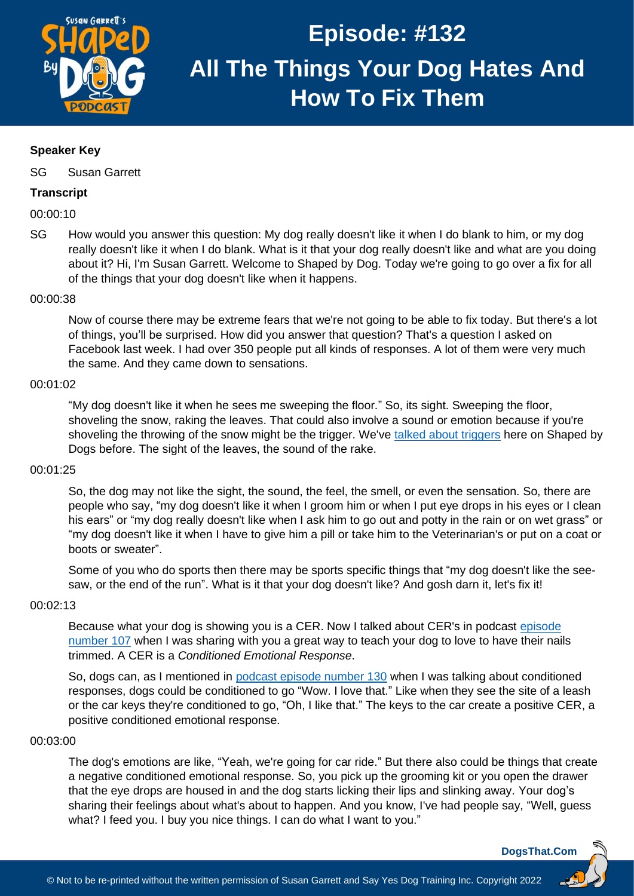# Episode: #132

# All The Things Your Dog Hates And How To Fix Them

**Speaker Key**

SG Susan Garrett

**Transcript**

00:00:10

SG How would you answer this question: My dog really doesn't like it when I do blank to him, or my dog really doesn't like it when I do blank. What is it that your dog really doesn't like and what are you doing about it? Hi, I'm Susan Garrett. Welcome to Shaped by Dog. Today we're going to go over a fix for all of the things that your dog doesn't like when it happens.

00:00:38

Now of course there may be extreme fears that we're not going to be able to fix today. But there's a lot of things, you'll be surprised. How did you answer that question? That's a question I asked on Facebook last week. I had over 350 people put all kinds of responses. A lot of them were very much the same. And they came down to sensations.

00:01:02

"My dog doesn't like it when he sees me sweeping the floor." So, its sight. Sweeping the floor, shoveling the snow, raking the leaves. That could also involve a sound or emotion because if you're shoveling the throwing of the snow might be the trigger. We've talked about triggers here on Shaped by Dogs before. The sight of the leaves, the sound of the rake.

00:01:25

So, the dog may not like the sight, the sound, the feel, the smell, or even the sensation. So, there are people who say, "my dog doesn't like it when I groom him or when I put eye drops in his eyes or I clean his ears" or "my dog really doesn't like when I ask him to go out and potty in the rain or on wet grass" or "my dog doesn't like it when I have to give him a pill or take him to the Veterinarian's or put on a coat or boots or sweater".

Some of you who do sports then there may be sports specific things that "my dog doesn't like the see-saw, or the end of the run". What is it that your dog doesn't like? And gosh darn it, let's fix it!

00:02:13

Because what your dog is showing you is a CER. Now I talked about CER's in podcast episode number 107 when I was sharing with you a great way to teach your dog to love to have their nails trimmed. A CER is a *Conditioned Emotional Response*.

So, dogs can, as I mentioned in podcast episode number 130 when I was talking about conditioned responses, dogs could be conditioned to go "Wow. I love that." Like when they see the site of a leash or the car keys they're conditioned to go, "Oh, I like that." The keys to the car create a positive CER, a positive conditioned emotional response.

00:03:00

The dog's emotions are like, "Yeah, we're going for car ride." But there also could be things that create a negative conditioned emotional response. So, you pick up the grooming kit or you open the drawer that the eye drops are housed in and the dog starts licking their lips and slinking away. Your dog's sharing their feelings about what's about to happen. And you know, I've had people say, "Well, guess what? I feed you. I buy you nice things. I can do what I want to you."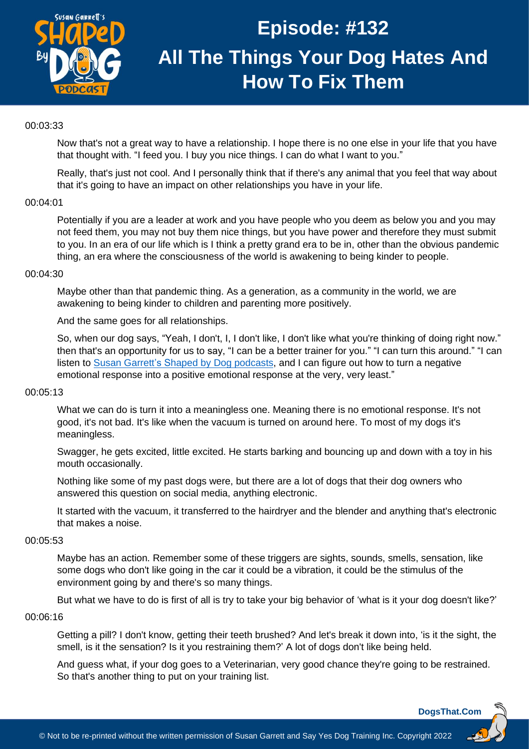00:03:33

Now that's not a great way to have a relationship. I hope there is no one else in your life that you have that thought with. "I feed you. I buy you nice things. I can do what I want to you."

Really, that's just not cool. And I personally think that if there's any animal that you feel that way about that it's going to have an impact on other relationships you have in your life.

00:04:01

Potentially if you are a leader at work and you have people who you deem as below you and you may not feed them, you may not buy them nice things, but you have power and therefore they must submit to you. In an era of our life which is I think a pretty grand era to be in, other than the obvious pandemic thing, an era where the consciousness of the world is awakening to being kinder to people.

00:04:30

Maybe other than that pandemic thing. As a generation, as a community in the world, we are awakening to being kinder to children and parenting more positively.

And the same goes for all relationships.

So, when our dog says, "Yeah, I don't, I, I don't like, I don't like what you're thinking of doing right now." then that's an opportunity for us to say, "I can be a better trainer for you." "I can turn this around." "I can listen to Susan Garrett's Shaped by Dog podcasts, and I can figure out how to turn a negative emotional response into a positive emotional response at the very, very least."

00:05:13

What we can do is turn it into a meaningless one. Meaning there is no emotional response. It's not good, it's not bad. It's like when the vacuum is turned on around here. To most of my dogs it's meaningless.

Swagger, he gets excited, little excited. He starts barking and bouncing up and down with a toy in his mouth occasionally.

Nothing like some of my past dogs were, but there are a lot of dogs that their dog owners who answered this question on social media, anything electronic.

It started with the vacuum, it transferred to the hairdryer and the blender and anything that's electronic that makes a noise.

00:05:53

Maybe has an action. Remember some of these triggers are sights, sounds, smells, sensation, like some dogs who don't like going in the car it could be a vibration, it could be the stimulus of the environment going by and there's so many things.

But what we have to do is first of all is try to take your big behavior of 'what is it your dog doesn't like?'

00:06:16

Getting a pill? I don't know, getting their teeth brushed? And let's break it down into, 'is it the sight, the smell, is it the sensation? Is it you restraining them?' A lot of dogs don't like being held.

And guess what, if your dog goes to a Veterinarian, very good chance they're going to be restrained. So that's another thing to put on your training list.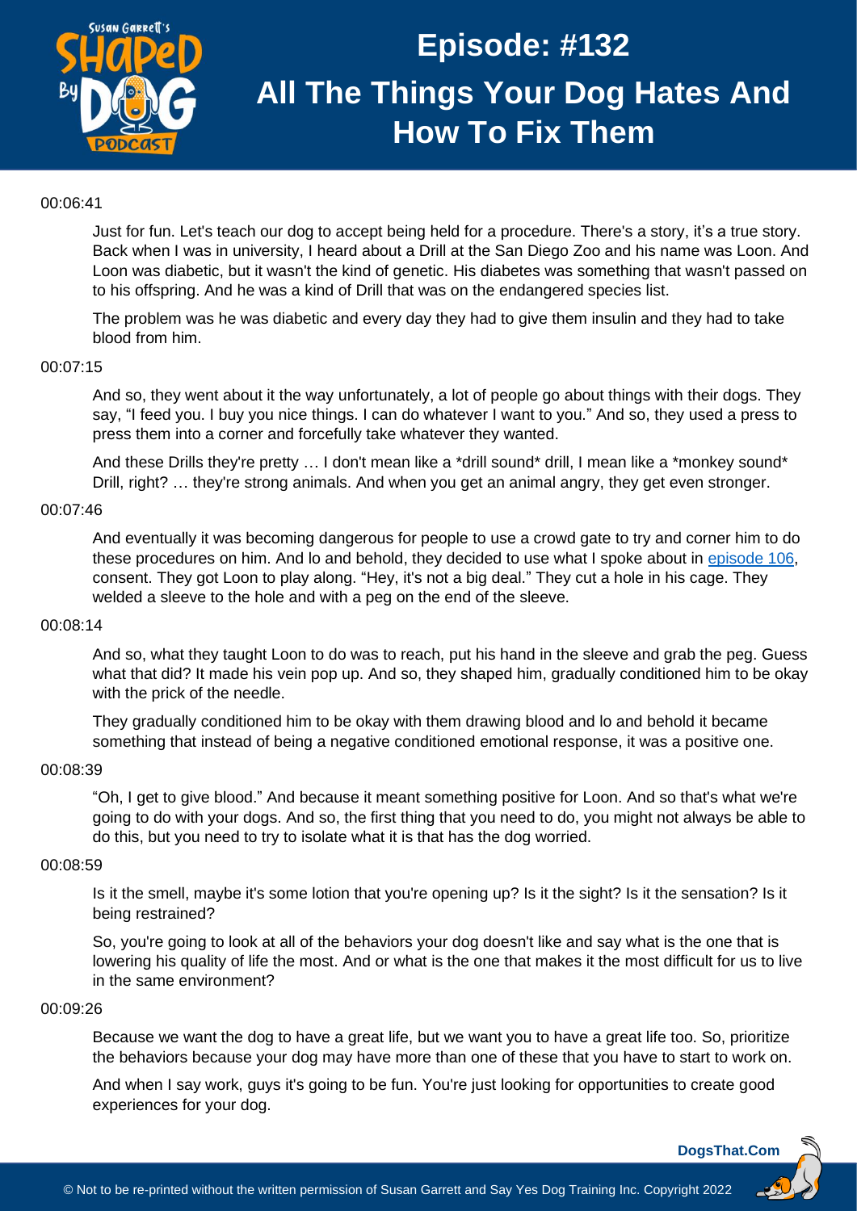00:06:41

Just for fun. Let's teach our dog to accept being held for a procedure. There's a story, it's a true story. Back when I was in university, I heard about a Drill at the San Diego Zoo and his name was Loon. And Loon was diabetic, but it wasn't the kind of genetic. His diabetes was something that wasn't passed on to his offspring. And he was a kind of Drill that was on the endangered species list.

The problem was he was diabetic and every day they had to give them insulin and they had to take blood from him.

00:07:15

And so, they went about it the way unfortunately, a lot of people go about things with their dogs. They say, "I feed you. I buy you nice things. I can do whatever I want to you." And so, they used a press to press them into a corner and forcefully take whatever they wanted.

And these Drills they're pretty … I don't mean like a *drill sound* drill, I mean like a *monkey sound* Drill, right? … they're strong animals. And when you get an animal angry, they get even stronger.

00:07:46

And eventually it was becoming dangerous for people to use a crowd gate to try and corner him to do these procedures on him. And lo and behold, they decided to use what I spoke about in episode 106, consent. They got Loon to play along. "Hey, it's not a big deal." They cut a hole in his cage. They welded a sleeve to the hole and with a peg on the end of the sleeve.

00:08:14

And so, what they taught Loon to do was to reach, put his hand in the sleeve and grab the peg. Guess what that did? It made his vein pop up. And so, they shaped him, gradually conditioned him to be okay with the prick of the needle.

They gradually conditioned him to be okay with them drawing blood and lo and behold it became something that instead of being a negative conditioned emotional response, it was a positive one.

00:08:39

"Oh, I get to give blood." And because it meant something positive for Loon. And so that's what we're going to do with your dogs. And so, the first thing that you need to do, you might not always be able to do this, but you need to try to isolate what it is that has the dog worried.

00:08:59

Is it the smell, maybe it's some lotion that you're opening up? Is it the sight? Is it the sensation? Is it being restrained?

So, you're going to look at all of the behaviors your dog doesn't like and say what is the one that is lowering his quality of life the most. And or what is the one that makes it the most difficult for us to live in the same environment?

00:09:26

Because we want the dog to have a great life, but we want you to have a great life too. So, prioritize the behaviors because your dog may have more than one of these that you have to start to work on.

And when I say work, guys it's going to be fun. You're just looking for opportunities to create good experiences for your dog.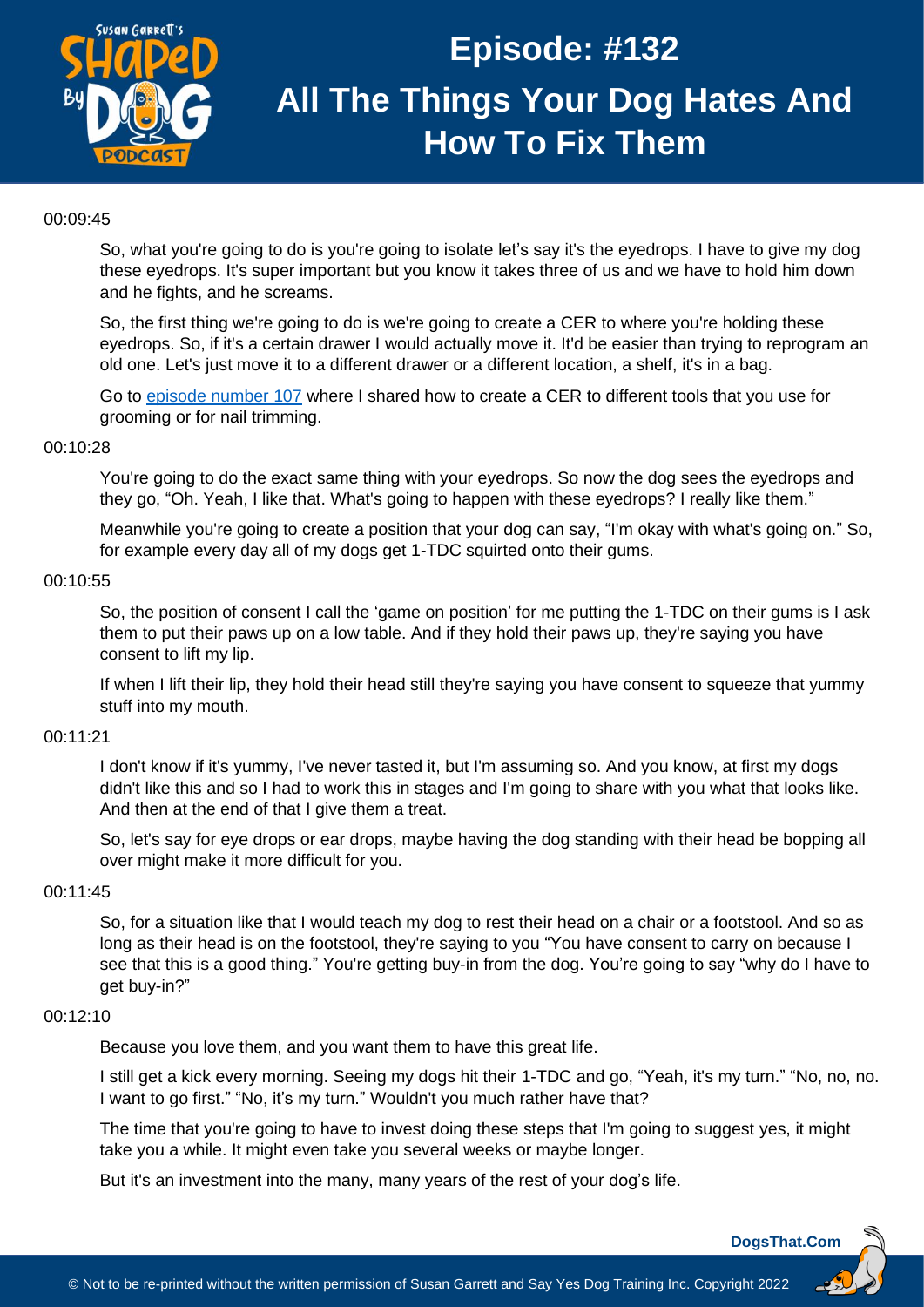00:09:45

So, what you're going to do is you're going to isolate let's say it's the eyedrops. I have to give my dog these eyedrops. It's super important but you know it takes three of us and we have to hold him down and he fights, and he screams.

So, the first thing we're going to do is we're going to create a CER to where you're holding these eyedrops. So, if it's a certain drawer I would actually move it. It'd be easier than trying to reprogram an old one. Let's just move it to a different drawer or a different location, a shelf, it's in a bag.

Go to episode number 107 where I shared how to create a CER to different tools that you use for grooming or for nail trimming.

00:10:28

You're going to do the exact same thing with your eyedrops. So now the dog sees the eyedrops and they go, "Oh. Yeah, I like that. What's going to happen with these eyedrops? I really like them."

Meanwhile you're going to create a position that your dog can say, "I'm okay with what's going on." So, for example every day all of my dogs get 1-TDC squirted onto their gums.

00:10:55

So, the position of consent I call the 'game on position' for me putting the 1-TDC on their gums is I ask them to put their paws up on a low table. And if they hold their paws up, they're saying you have consent to lift my lip.

If when I lift their lip, they hold their head still they're saying you have consent to squeeze that yummy stuff into my mouth.

00:11:21

I don't know if it's yummy, I've never tasted it, but I'm assuming so. And you know, at first my dogs didn't like this and so I had to work this in stages and I'm going to share with you what that looks like. And then at the end of that I give them a treat.

So, let's say for eye drops or ear drops, maybe having the dog standing with their head be bopping all over might make it more difficult for you.

00:11:45

So, for a situation like that I would teach my dog to rest their head on a chair or a footstool. And so as long as their head is on the footstool, they're saying to you "You have consent to carry on because I see that this is a good thing." You're getting buy-in from the dog. You're going to say "why do I have to get buy-in?"

00:12:10

Because you love them, and you want them to have this great life.

I still get a kick every morning. Seeing my dogs hit their 1-TDC and go, "Yeah, it's my turn." "No, no, no. I want to go first." "No, it's my turn." Wouldn't you much rather have that?

The time that you're going to have to invest doing these steps that I'm going to suggest yes, it might take you a while. It might even take you several weeks or maybe longer.

But it's an investment into the many, many years of the rest of your dog's life.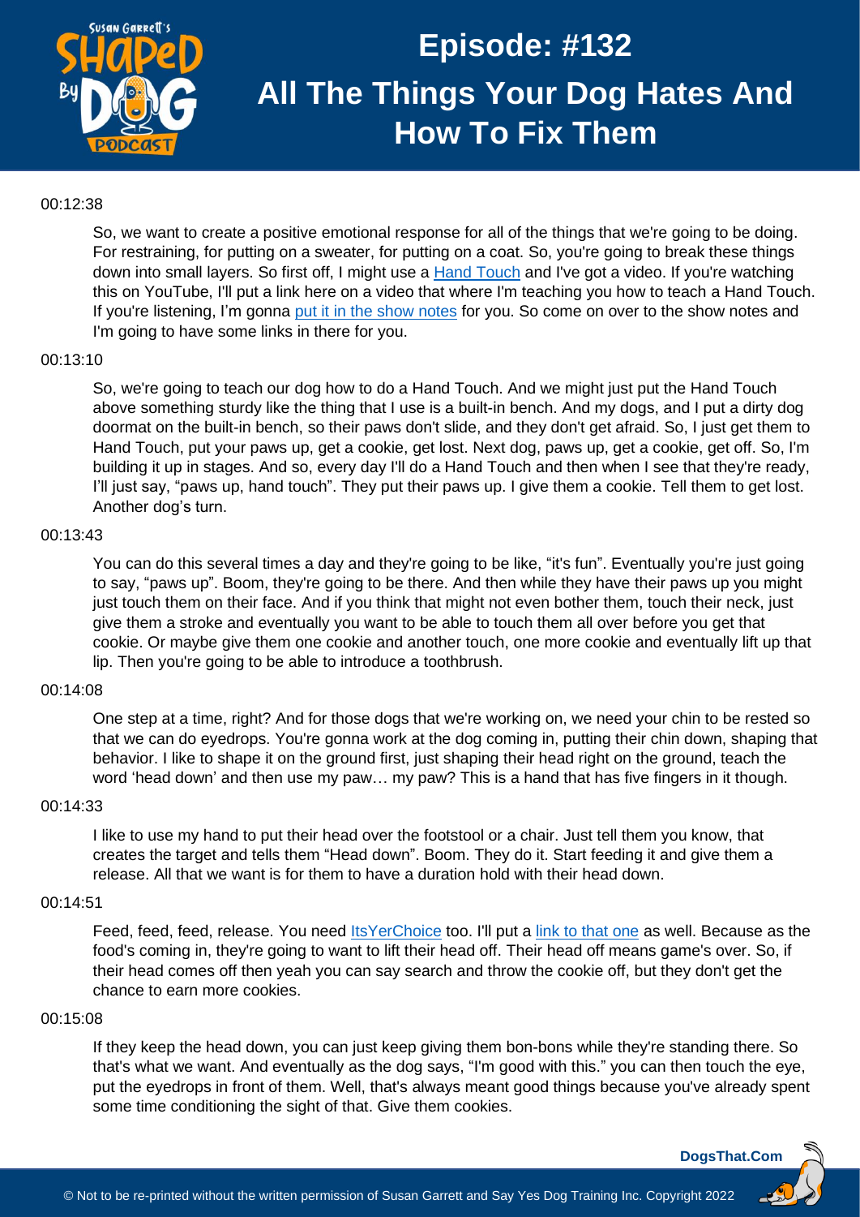00:12:38

So, we want to create a positive emotional response for all of the things that we're going to be doing. For restraining, for putting on a sweater, for putting on a coat. So, you're going to break these things down into small layers. So first off, I might use a Hand Touch and I've got a video. If you're watching this on YouTube, I'll put a link here on a video that where I'm teaching you how to teach a Hand Touch. If you're listening, I'm gonna put it in the show notes for you. So come on over to the show notes and I'm going to have some links in there for you.

00:13:10

So, we're going to teach our dog how to do a Hand Touch. And we might just put the Hand Touch above something sturdy like the thing that I use is a built-in bench. And my dogs, and I put a dirty dog doormat on the built-in bench, so their paws don't slide, and they don't get afraid. So, I just get them to Hand Touch, put your paws up, get a cookie, get lost. Next dog, paws up, get a cookie, get off. So, I'm building it up in stages. And so, every day I'll do a Hand Touch and then when I see that they're ready, I'll just say, "paws up, hand touch". They put their paws up. I give them a cookie. Tell them to get lost. Another dog's turn.

00:13:43

You can do this several times a day and they're going to be like, "it's fun". Eventually you're just going to say, "paws up". Boom, they're going to be there. And then while they have their paws up you might just touch them on their face. And if you think that might not even bother them, touch their neck, just give them a stroke and eventually you want to be able to touch them all over before you get that cookie. Or maybe give them one cookie and another touch, one more cookie and eventually lift up that lip. Then you're going to be able to introduce a toothbrush.

00:14:08

One step at a time, right? And for those dogs that we're working on, we need your chin to be rested so that we can do eyedrops. You're gonna work at the dog coming in, putting their chin down, shaping that behavior. I like to shape it on the ground first, just shaping their head right on the ground, teach the word 'head down' and then use my paw… my paw? This is a hand that has five fingers in it though.

00:14:33

I like to use my hand to put their head over the footstool or a chair. Just tell them you know, that creates the target and tells them "Head down". Boom. They do it. Start feeding it and give them a release. All that we want is for them to have a duration hold with their head down.

00:14:51

Feed, feed, feed, release. You need ItsYerChoice too. I'll put a link to that one as well. Because as the food's coming in, they're going to want to lift their head off. Their head off means game's over. So, if their head comes off then yeah you can say search and throw the cookie off, but they don't get the chance to earn more cookies.

00:15:08

If they keep the head down, you can just keep giving them bon-bons while they're standing there. So that's what we want. And eventually as the dog says, "I'm good with this." you can then touch the eye, put the eyedrops in front of them. Well, that's always meant good things because you've already spent some time conditioning the sight of that. Give them cookies.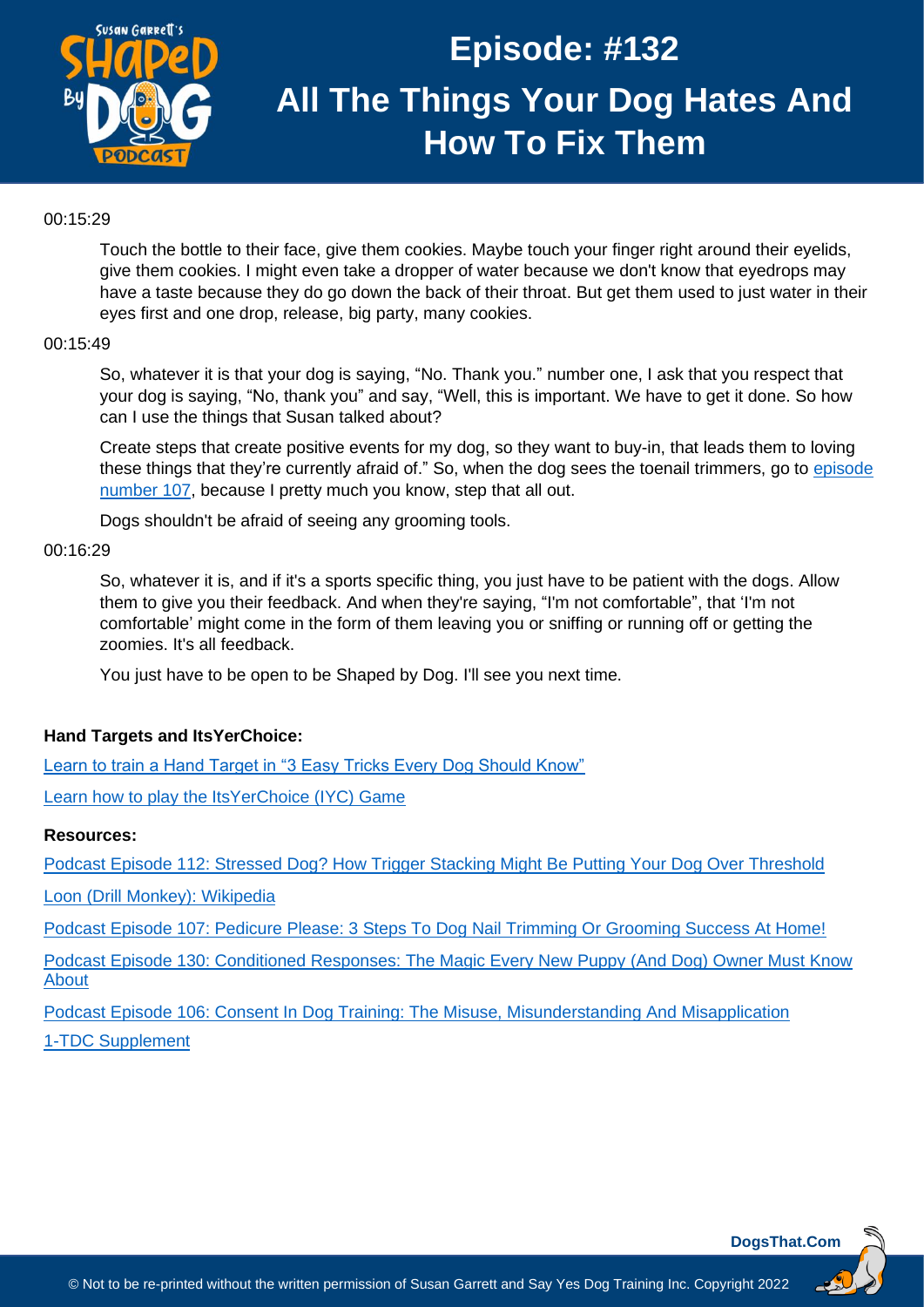00:15:29

Touch the bottle to their face, give them cookies. Maybe touch your finger right around their eyelids, give them cookies. I might even take a dropper of water because we don't know that eyedrops may have a taste because they do go down the back of their throat. But get them used to just water in their eyes first and one drop, release, big party, many cookies.

00:15:49

So, whatever it is that your dog is saying, "No. Thank you." number one, I ask that you respect that your dog is saying, "No, thank you" and say, "Well, this is important. We have to get it done. So how can I use the things that Susan talked about?

Create steps that create positive events for my dog, so they want to buy-in, that leads them to loving these things that they're currently afraid of." So, when the dog sees the toenail trimmers, go to episode number 107, because I pretty much you know, step that all out.

Dogs shouldn't be afraid of seeing any grooming tools.

00:16:29

So, whatever it is, and if it's a sports specific thing, you just have to be patient with the dogs. Allow them to give you their feedback. And when they're saying, "I'm not comfortable", that 'I'm not comfortable' might come in the form of them leaving you or sniffing or running off or getting the zoomies. It's all feedback.

You just have to be open to be Shaped by Dog. I'll see you next time.

**Hand Targets and ItsYerChoice:**

Learn to train a Hand Target in "3 Easy Tricks Every Dog Should Know"

Learn how to play the ItsYerChoice (IYC) Game

**Resources:**

Podcast Episode 112: Stressed Dog? How Trigger Stacking Might Be Putting Your Dog Over Threshold

Loon (Drill Monkey): Wikipedia

Podcast Episode 107: Pedicure Please: 3 Steps To Dog Nail Trimming Or Grooming Success At Home!

Podcast Episode 130: Conditioned Responses: The Magic Every New Puppy (And Dog) Owner Must Know About

Podcast Episode 106: Consent In Dog Training: The Misuse, Misunderstanding And Misapplication

1-TDC Supplement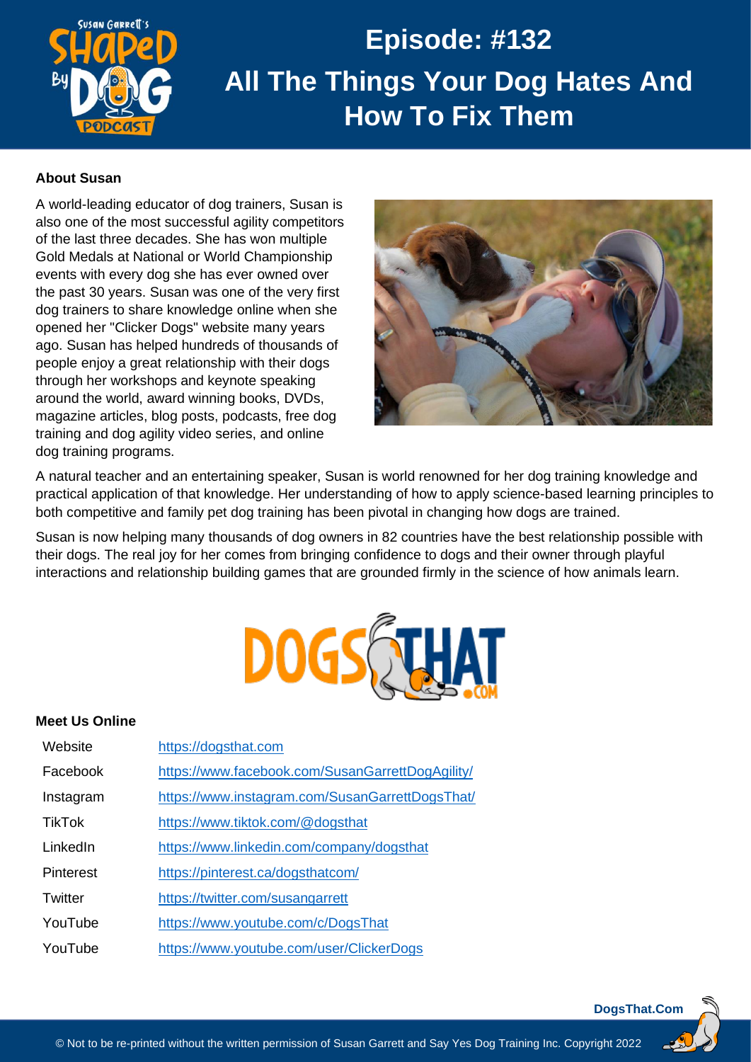# Episode: #132

# All The Things Your Dog Hates And How To Fix Them

**About Susan**

A world-leading educator of dog trainers, Susan is also one of the most successful agility competitors of the last three decades. She has won multiple Gold Medals at National or World Championship events with every dog she has ever owned over the past 30 years. Susan was one of the very first dog trainers to share knowledge online when she opened her "Clicker Dogs" website many years ago. Susan has helped hundreds of thousands of people enjoy a great relationship with their dogs through her workshops and keynote speaking around the world, award winning books, DVDs, magazine articles, blog posts, podcasts, free dog training and dog agility video series, and online dog training programs.

A natural teacher and an entertaining speaker, Susan is world renowned for her dog training knowledge and practical application of that knowledge. Her understanding of how to apply science-based learning principles to both competitive and family pet dog training has been pivotal in changing how dogs are trained.

Susan is now helping many thousands of dog owners in 82 countries have the best relationship possible with their dogs. The real joy for her comes from bringing confidence to dogs and their owner through playful interactions and relationship building games that are grounded firmly in the science of how animals learn.

**Meet Us Online**

| | |
|---|---|
| Website | https://dogsthat.com |
| Facebook | https://www.facebook.com/SusanGarrettDogAgility/ |
| Instagram | https://www.instagram.com/SusanGarrettDogsThat/ |
| TikTok | https://www.tiktok.com/@dogsthat |
| LinkedIn | https://www.linkedin.com/company/dogsthat |
| Pinterest | https://pinterest.ca/dogsthatcom/ |
| Twitter | https://twitter.com/susangarrett |
| YouTube | https://www.youtube.com/c/DogsThat |
| YouTube | https://www.youtube.com/user/ClickerDogs |

© Not to be re-printed without the written permission of Susan Garrett and Say Yes Dog Training Inc. Copyright 2022